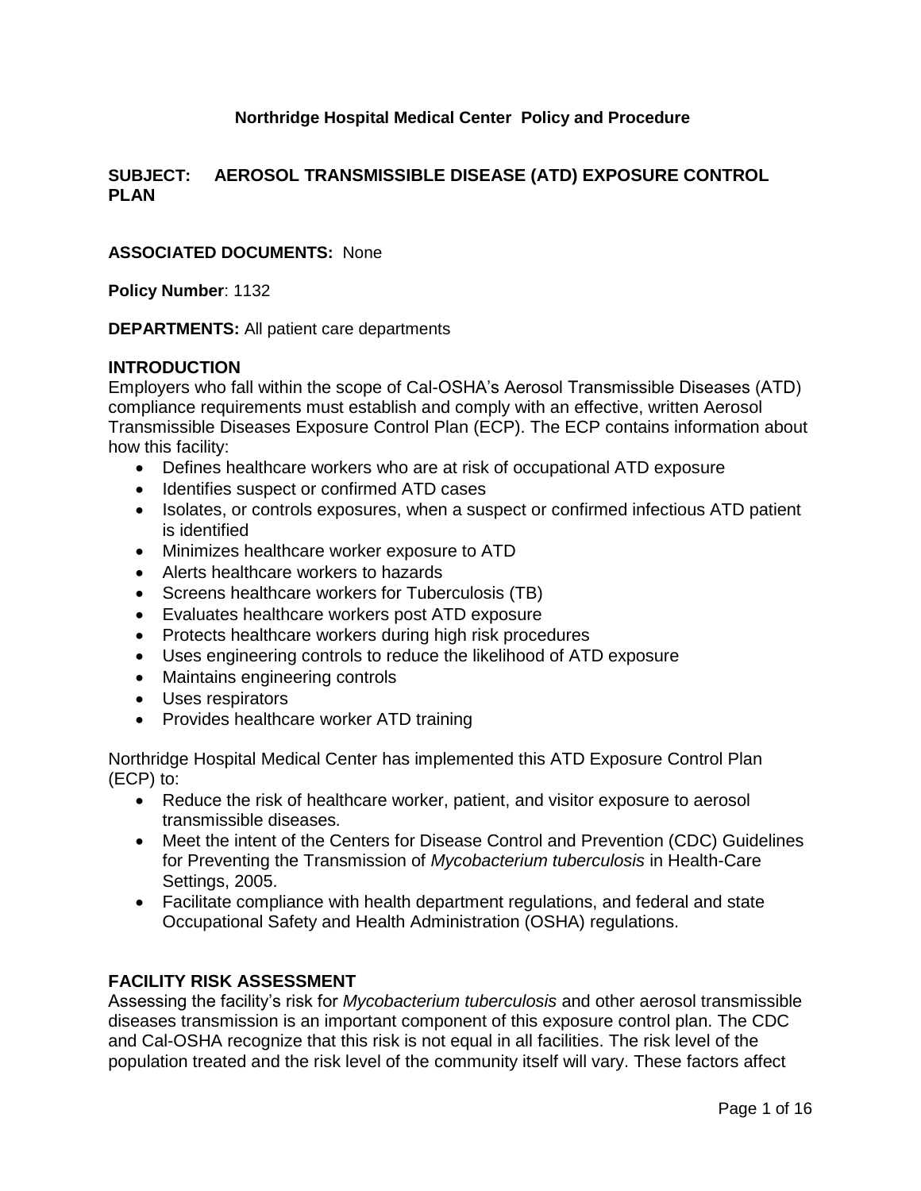**Northridge Hospital Medical Center Policy and Procedure**

**SUBJECT: AEROSOL TRANSMISSIBLE DISEASE (ATD) EXPOSURE CONTROL PLAN**

**ASSOCIATED DOCUMENTS:** None

**Policy Number**: 1132

**DEPARTMENTS:** All patient care departments

## INTRODUCTION

Employers who fall within the scope of Cal-OSHA's Aerosol Transmissible Diseases (ATD) compliance requirements must establish and comply with an effective, written Aerosol Transmissible Diseases Exposure Control Plan (ECP). The ECP contains information about how this facility:

- Defines healthcare workers who are at risk of occupational ATD exposure
- Identifies suspect or confirmed ATD cases
- Isolates, or controls exposures, when a suspect or confirmed infectious ATD patient is identified
- Minimizes healthcare worker exposure to ATD
- Alerts healthcare workers to hazards
- Screens healthcare workers for Tuberculosis (TB)
- Evaluates healthcare workers post ATD exposure
- Protects healthcare workers during high risk procedures
- Uses engineering controls to reduce the likelihood of ATD exposure
- Maintains engineering controls
- Uses respirators
- Provides healthcare worker ATD training

Northridge Hospital Medical Center has implemented this ATD Exposure Control Plan (ECP) to:

- Reduce the risk of healthcare worker, patient, and visitor exposure to aerosol transmissible diseases.
- Meet the intent of the Centers for Disease Control and Prevention (CDC) Guidelines for Preventing the Transmission of *Mycobacterium tuberculosis* in Health-Care Settings, 2005.
- Facilitate compliance with health department regulations, and federal and state Occupational Safety and Health Administration (OSHA) regulations.

## FACILITY RISK ASSESSMENT

Assessing the facility's risk for *Mycobacterium tuberculosis* and other aerosol transmissible diseases transmission is an important component of this exposure control plan. The CDC and Cal-OSHA recognize that this risk is not equal in all facilities. The risk level of the population treated and the risk level of the community itself will vary. These factors affect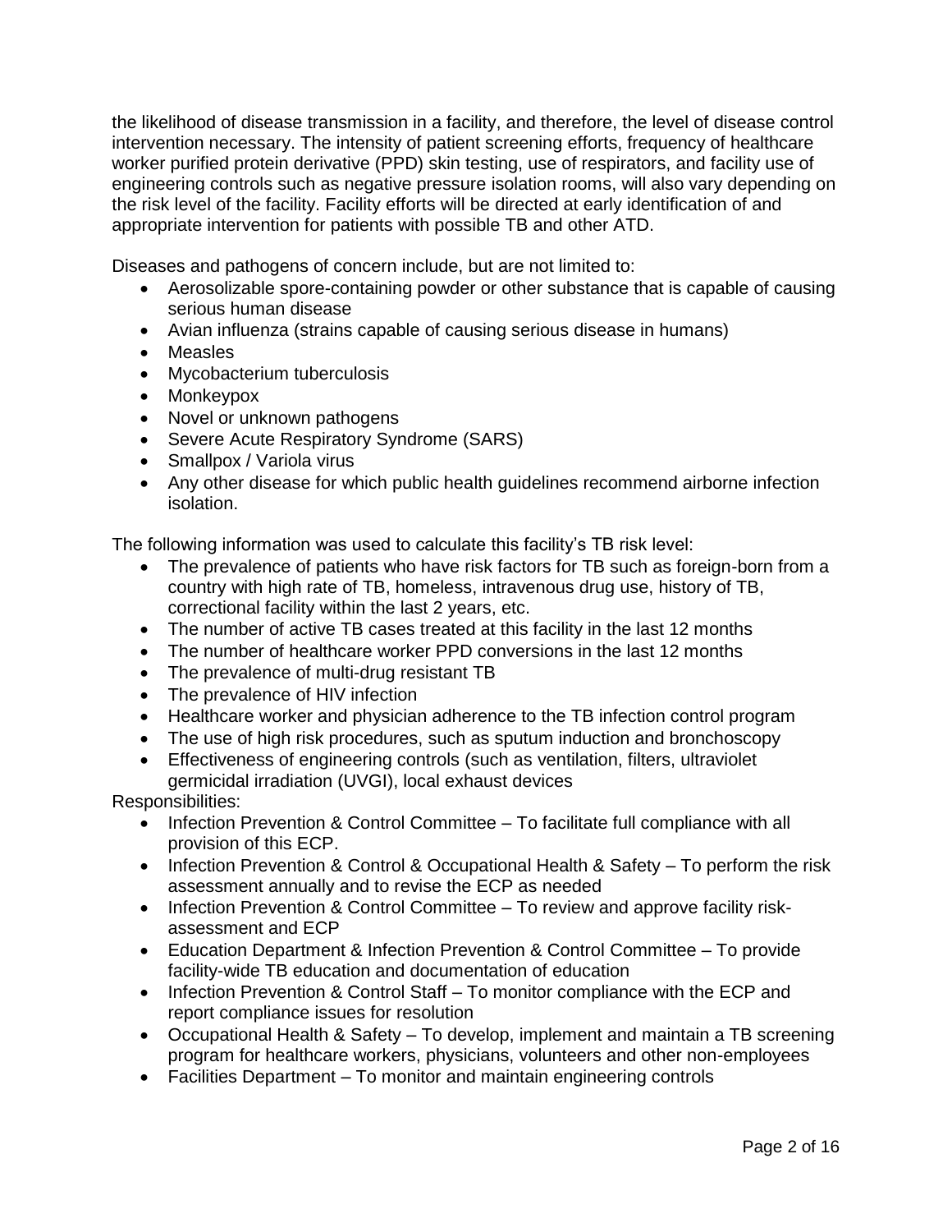the likelihood of disease transmission in a facility, and therefore, the level of disease control intervention necessary. The intensity of patient screening efforts, frequency of healthcare worker purified protein derivative (PPD) skin testing, use of respirators, and facility use of engineering controls such as negative pressure isolation rooms, will also vary depending on the risk level of the facility. Facility efforts will be directed at early identification of and appropriate intervention for patients with possible TB and other ATD.

Diseases and pathogens of concern include, but are not limited to:

- Aerosolizable spore-containing powder or other substance that is capable of causing serious human disease
- Avian influenza (strains capable of causing serious disease in humans)
- Measles
- Mycobacterium tuberculosis
- Monkeypox
- Novel or unknown pathogens
- Severe Acute Respiratory Syndrome (SARS)
- Smallpox / Variola virus
- Any other disease for which public health guidelines recommend airborne infection isolation.

The following information was used to calculate this facility's TB risk level:

- The prevalence of patients who have risk factors for TB such as foreign-born from a country with high rate of TB, homeless, intravenous drug use, history of TB, correctional facility within the last 2 years, etc.
- The number of active TB cases treated at this facility in the last 12 months
- The number of healthcare worker PPD conversions in the last 12 months
- The prevalence of multi-drug resistant TB
- The prevalence of HIV infection
- Healthcare worker and physician adherence to the TB infection control program
- The use of high risk procedures, such as sputum induction and bronchoscopy
- Effectiveness of engineering controls (such as ventilation, filters, ultraviolet germicidal irradiation (UVGI), local exhaust devices

Responsibilities:

- Infection Prevention & Control Committee – To facilitate full compliance with all provision of this ECP.
- Infection Prevention & Control & Occupational Health & Safety – To perform the risk assessment annually and to revise the ECP as needed
- Infection Prevention & Control Committee – To review and approve facility risk-assessment and ECP
- Education Department & Infection Prevention & Control Committee – To provide facility-wide TB education and documentation of education
- Infection Prevention & Control Staff – To monitor compliance with the ECP and report compliance issues for resolution
- Occupational Health & Safety – To develop, implement and maintain a TB screening program for healthcare workers, physicians, volunteers and other non-employees
- Facilities Department – To monitor and maintain engineering controls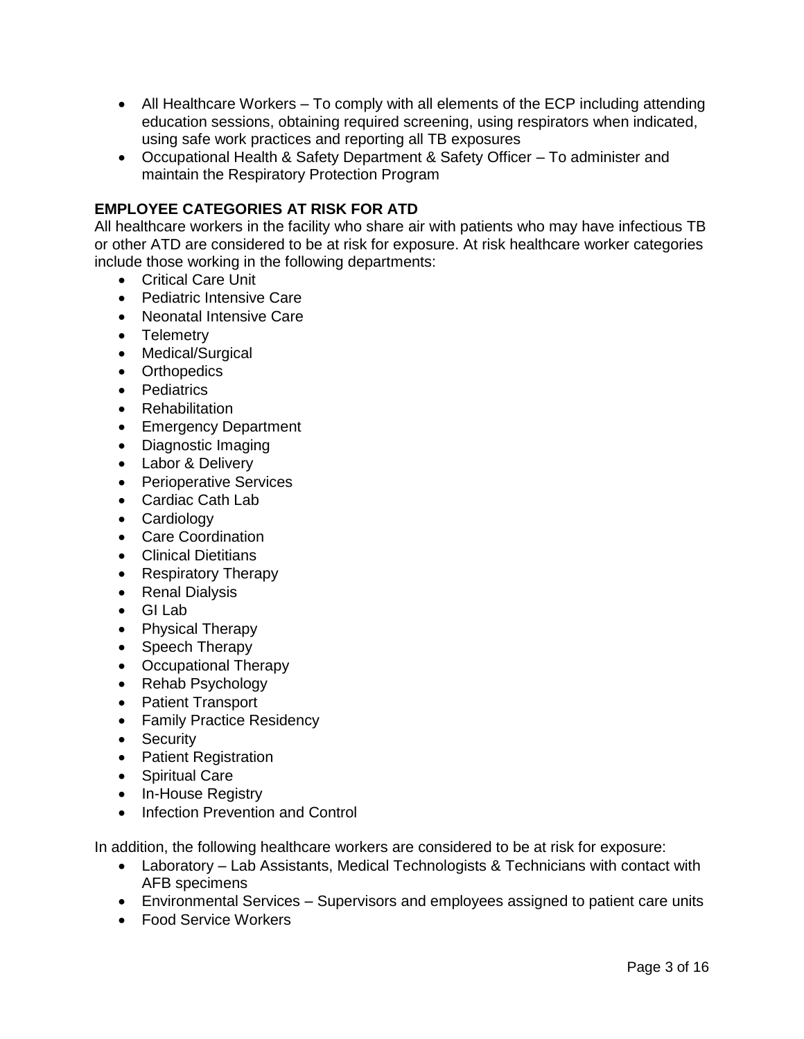- All Healthcare Workers – To comply with all elements of the ECP including attending education sessions, obtaining required screening, using respirators when indicated, using safe work practices and reporting all TB exposures
- Occupational Health & Safety Department & Safety Officer – To administer and maintain the Respiratory Protection Program

**EMPLOYEE CATEGORIES AT RISK FOR ATD**

All healthcare workers in the facility who share air with patients who may have infectious TB or other ATD are considered to be at risk for exposure. At risk healthcare worker categories include those working in the following departments:

- Critical Care Unit
- Pediatric Intensive Care
- Neonatal Intensive Care
- Telemetry
- Medical/Surgical
- Orthopedics
- Pediatrics
- Rehabilitation
- Emergency Department
- Diagnostic Imaging
- Labor & Delivery
- Perioperative Services
- Cardiac Cath Lab
- Cardiology
- Care Coordination
- Clinical Dietitians
- Respiratory Therapy
- Renal Dialysis
- GI Lab
- Physical Therapy
- Speech Therapy
- Occupational Therapy
- Rehab Psychology
- Patient Transport
- Family Practice Residency
- Security
- Patient Registration
- Spiritual Care
- In-House Registry
- Infection Prevention and Control

In addition, the following healthcare workers are considered to be at risk for exposure:

- Laboratory – Lab Assistants, Medical Technologists & Technicians with contact with AFB specimens
- Environmental Services – Supervisors and employees assigned to patient care units
- Food Service Workers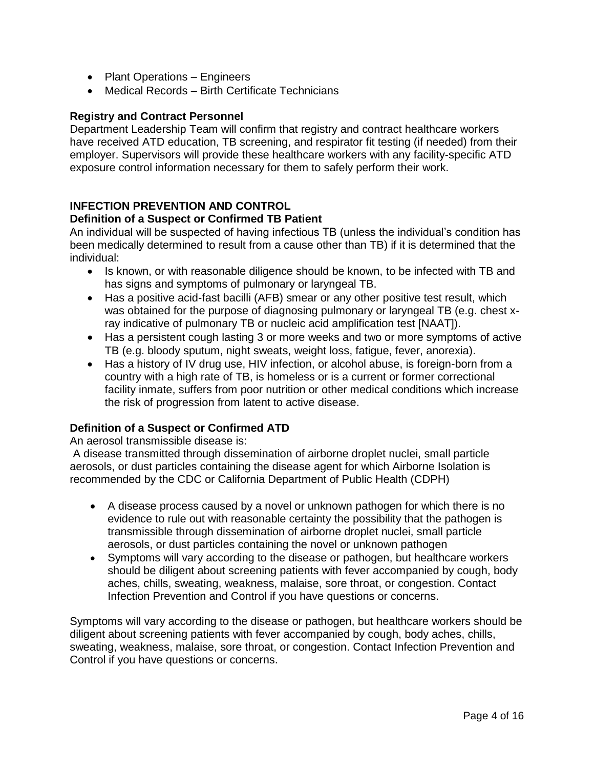- Plant Operations – Engineers
- Medical Records – Birth Certificate Technicians

**Registry and Contract Personnel**

Department Leadership Team will confirm that registry and contract healthcare workers have received ATD education, TB screening, and respirator fit testing (if needed) from their employer. Supervisors will provide these healthcare workers with any facility-specific ATD exposure control information necessary for them to safely perform their work.

## INFECTION PREVENTION AND CONTROL

**Definition of a Suspect or Confirmed TB Patient**

An individual will be suspected of having infectious TB (unless the individual's condition has been medically determined to result from a cause other than TB) if it is determined that the individual:

- Is known, or with reasonable diligence should be known, to be infected with TB and has signs and symptoms of pulmonary or laryngeal TB.
- Has a positive acid-fast bacilli (AFB) smear or any other positive test result, which was obtained for the purpose of diagnosing pulmonary or laryngeal TB (e.g. chest x-ray indicative of pulmonary TB or nucleic acid amplification test [NAAT]).
- Has a persistent cough lasting 3 or more weeks and two or more symptoms of active TB (e.g. bloody sputum, night sweats, weight loss, fatigue, fever, anorexia).
- Has a history of IV drug use, HIV infection, or alcohol abuse, is foreign-born from a country with a high rate of TB, is homeless or is a current or former correctional facility inmate, suffers from poor nutrition or other medical conditions which increase the risk of progression from latent to active disease.

**Definition of a Suspect or Confirmed ATD**

An aerosol transmissible disease is:

A disease transmitted through dissemination of airborne droplet nuclei, small particle aerosols, or dust particles containing the disease agent for which Airborne Isolation is recommended by the CDC or California Department of Public Health (CDPH)

- A disease process caused by a novel or unknown pathogen for which there is no evidence to rule out with reasonable certainty the possibility that the pathogen is transmissible through dissemination of airborne droplet nuclei, small particle aerosols, or dust particles containing the novel or unknown pathogen
- Symptoms will vary according to the disease or pathogen, but healthcare workers should be diligent about screening patients with fever accompanied by cough, body aches, chills, sweating, weakness, malaise, sore throat, or congestion. Contact Infection Prevention and Control if you have questions or concerns.

Symptoms will vary according to the disease or pathogen, but healthcare workers should be diligent about screening patients with fever accompanied by cough, body aches, chills, sweating, weakness, malaise, sore throat, or congestion. Contact Infection Prevention and Control if you have questions or concerns.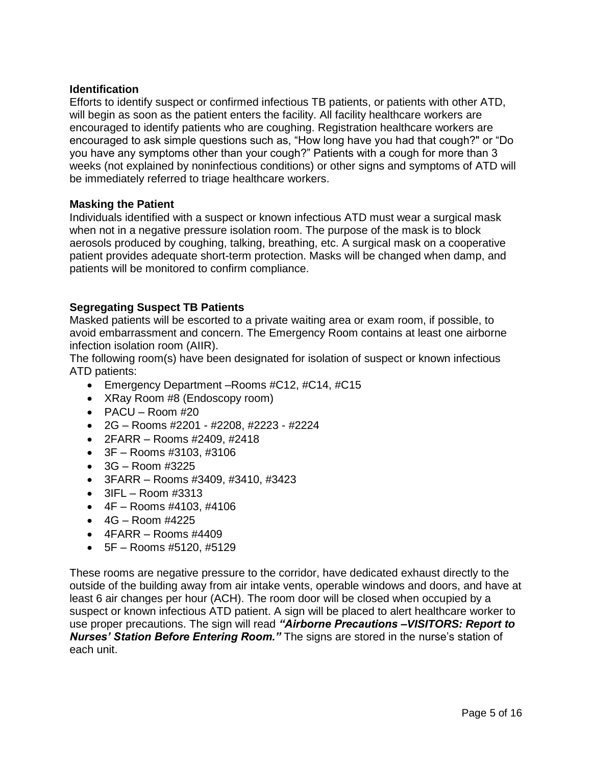### Identification

Efforts to identify suspect or confirmed infectious TB patients, or patients with other ATD, will begin as soon as the patient enters the facility. All facility healthcare workers are encouraged to identify patients who are coughing. Registration healthcare workers are encouraged to ask simple questions such as, "How long have you had that cough?" or "Do you have any symptoms other than your cough?" Patients with a cough for more than 3 weeks (not explained by noninfectious conditions) or other signs and symptoms of ATD will be immediately referred to triage healthcare workers.

### Masking the Patient

Individuals identified with a suspect or known infectious ATD must wear a surgical mask when not in a negative pressure isolation room. The purpose of the mask is to block aerosols produced by coughing, talking, breathing, etc. A surgical mask on a cooperative patient provides adequate short-term protection. Masks will be changed when damp, and patients will be monitored to confirm compliance.

### Segregating Suspect TB Patients

Masked patients will be escorted to a private waiting area or exam room, if possible, to avoid embarrassment and concern. The Emergency Room contains at least one airborne infection isolation room (AIIR).

The following room(s) have been designated for isolation of suspect or known infectious ATD patients:

- Emergency Department –Rooms #C12, #C14, #C15
- XRay Room #8 (Endoscopy room)
- PACU – Room #20
- 2G – Rooms #2201 - #2208, #2223 - #2224
- 2FARR – Rooms #2409, #2418
- 3F – Rooms #3103, #3106
- 3G – Room #3225
- 3FARR – Rooms #3409, #3410, #3423
- 3IFL – Room #3313
- 4F – Rooms #4103, #4106
- 4G – Room #4225
- 4FARR – Rooms #4409
- 5F – Rooms #5120, #5129

These rooms are negative pressure to the corridor, have dedicated exhaust directly to the outside of the building away from air intake vents, operable windows and doors, and have at least 6 air changes per hour (ACH). The room door will be closed when occupied by a suspect or known infectious ATD patient. A sign will be placed to alert healthcare worker to use proper precautions. The sign will read ***"Airborne Precautions –VISITORS: Report to Nurses' Station Before Entering Room."*** The signs are stored in the nurse's station of each unit.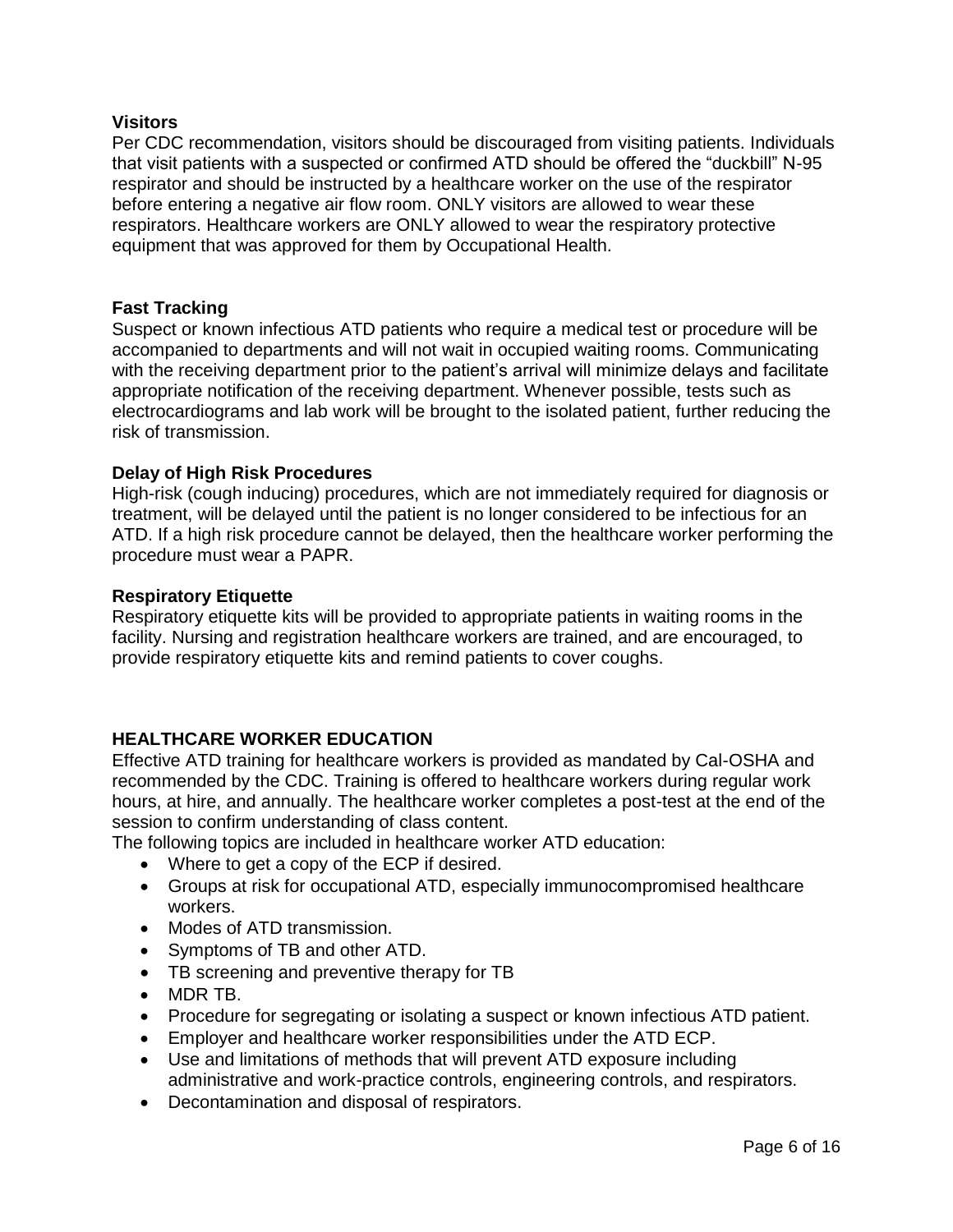**Visitors**

Per CDC recommendation, visitors should be discouraged from visiting patients. Individuals that visit patients with a suspected or confirmed ATD should be offered the "duckbill" N-95 respirator and should be instructed by a healthcare worker on the use of the respirator before entering a negative air flow room. ONLY visitors are allowed to wear these respirators. Healthcare workers are ONLY allowed to wear the respiratory protective equipment that was approved for them by Occupational Health.

**Fast Tracking**

Suspect or known infectious ATD patients who require a medical test or procedure will be accompanied to departments and will not wait in occupied waiting rooms. Communicating with the receiving department prior to the patient's arrival will minimize delays and facilitate appropriate notification of the receiving department. Whenever possible, tests such as electrocardiograms and lab work will be brought to the isolated patient, further reducing the risk of transmission.

**Delay of High Risk Procedures**

High-risk (cough inducing) procedures, which are not immediately required for diagnosis or treatment, will be delayed until the patient is no longer considered to be infectious for an ATD. If a high risk procedure cannot be delayed, then the healthcare worker performing the procedure must wear a PAPR.

**Respiratory Etiquette**

Respiratory etiquette kits will be provided to appropriate patients in waiting rooms in the facility. Nursing and registration healthcare workers are trained, and are encouraged, to provide respiratory etiquette kits and remind patients to cover coughs.

## HEALTHCARE WORKER EDUCATION

Effective ATD training for healthcare workers is provided as mandated by Cal-OSHA and recommended by the CDC. Training is offered to healthcare workers during regular work hours, at hire, and annually. The healthcare worker completes a post-test at the end of the session to confirm understanding of class content.

The following topics are included in healthcare worker ATD education:

- Where to get a copy of the ECP if desired.
- Groups at risk for occupational ATD, especially immunocompromised healthcare workers.
- Modes of ATD transmission.
- Symptoms of TB and other ATD.
- TB screening and preventive therapy for TB
- MDR TB.
- Procedure for segregating or isolating a suspect or known infectious ATD patient.
- Employer and healthcare worker responsibilities under the ATD ECP.
- Use and limitations of methods that will prevent ATD exposure including administrative and work-practice controls, engineering controls, and respirators.
- Decontamination and disposal of respirators.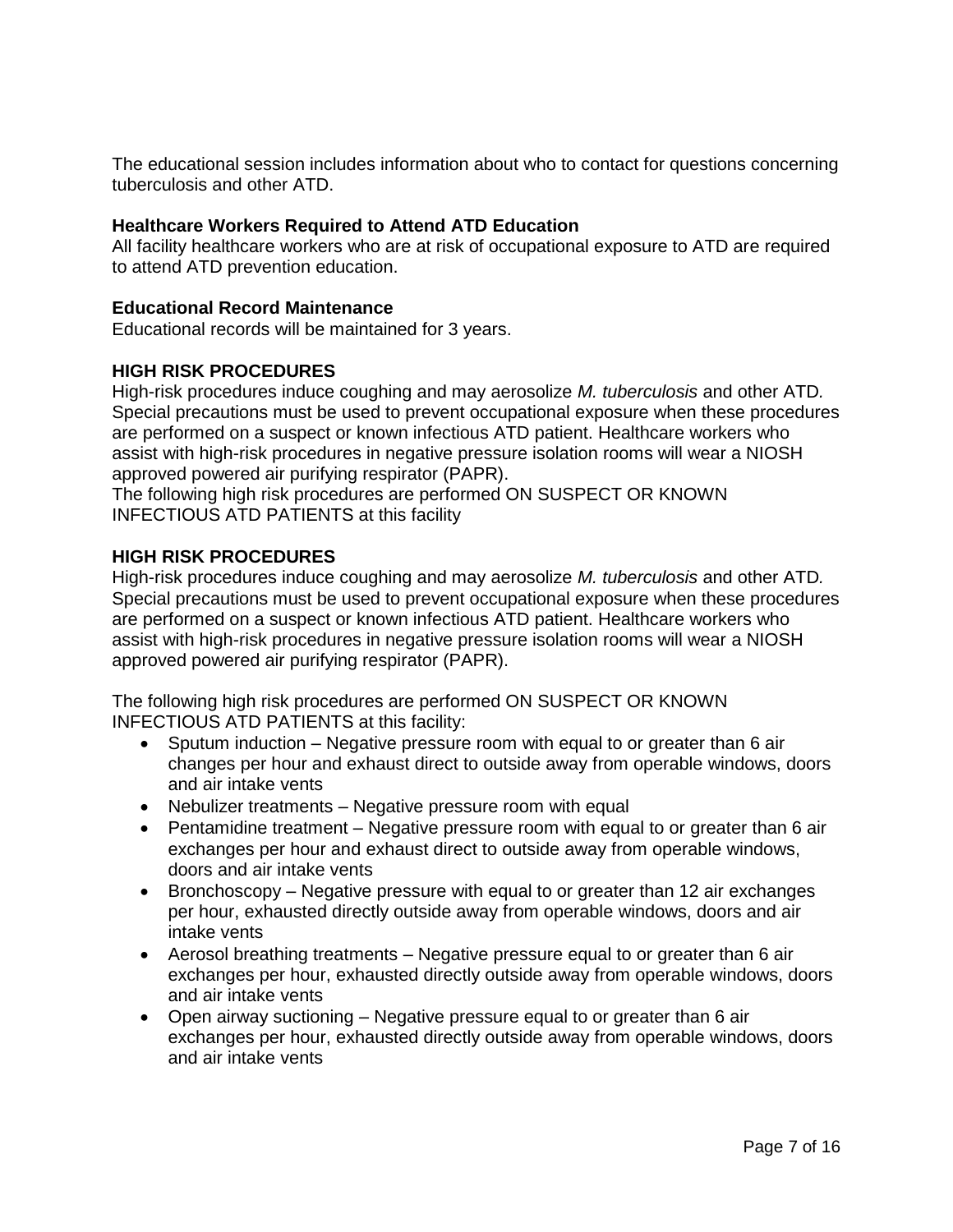The educational session includes information about who to contact for questions concerning tuberculosis and other ATD.

**Healthcare Workers Required to Attend ATD Education**

All facility healthcare workers who are at risk of occupational exposure to ATD are required to attend ATD prevention education.

**Educational Record Maintenance**

Educational records will be maintained for 3 years.

**HIGH RISK PROCEDURES**

High-risk procedures induce coughing and may aerosolize *M. tuberculosis* and other ATD*.* Special precautions must be used to prevent occupational exposure when these procedures are performed on a suspect or known infectious ATD patient. Healthcare workers who assist with high-risk procedures in negative pressure isolation rooms will wear a NIOSH approved powered air purifying respirator (PAPR).

The following high risk procedures are performed ON SUSPECT OR KNOWN INFECTIOUS ATD PATIENTS at this facility

**HIGH RISK PROCEDURES**

High-risk procedures induce coughing and may aerosolize *M. tuberculosis* and other ATD*.* Special precautions must be used to prevent occupational exposure when these procedures are performed on a suspect or known infectious ATD patient. Healthcare workers who assist with high-risk procedures in negative pressure isolation rooms will wear a NIOSH approved powered air purifying respirator (PAPR).

The following high risk procedures are performed ON SUSPECT OR KNOWN INFECTIOUS ATD PATIENTS at this facility:

- Sputum induction – Negative pressure room with equal to or greater than 6 air changes per hour and exhaust direct to outside away from operable windows, doors and air intake vents
- Nebulizer treatments – Negative pressure room with equal
- Pentamidine treatment – Negative pressure room with equal to or greater than 6 air exchanges per hour and exhaust direct to outside away from operable windows, doors and air intake vents
- Bronchoscopy – Negative pressure with equal to or greater than 12 air exchanges per hour, exhausted directly outside away from operable windows, doors and air intake vents
- Aerosol breathing treatments – Negative pressure equal to or greater than 6 air exchanges per hour, exhausted directly outside away from operable windows, doors and air intake vents
- Open airway suctioning – Negative pressure equal to or greater than 6 air exchanges per hour, exhausted directly outside away from operable windows, doors and air intake vents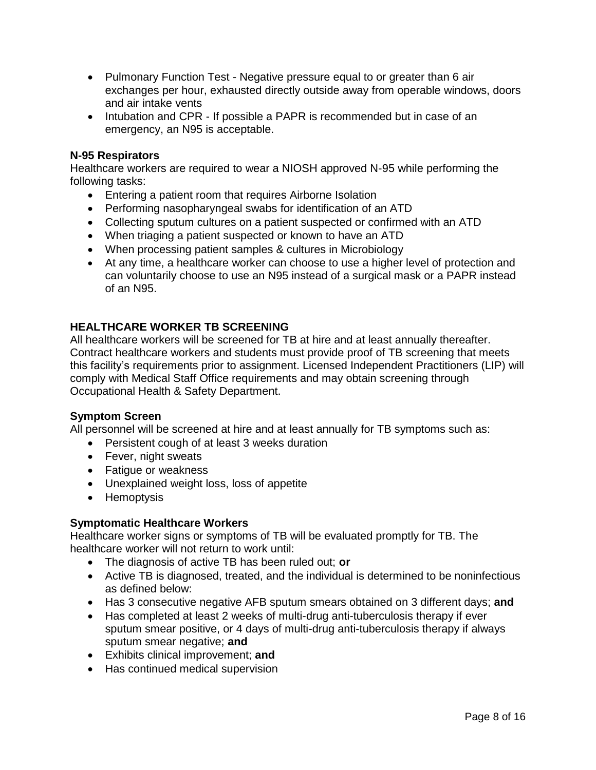- Pulmonary Function Test - Negative pressure equal to or greater than 6 air exchanges per hour, exhausted directly outside away from operable windows, doors and air intake vents
- Intubation and CPR - If possible a PAPR is recommended but in case of an emergency, an N95 is acceptable.

**N-95 Respirators**

Healthcare workers are required to wear a NIOSH approved N-95 while performing the following tasks:

- Entering a patient room that requires Airborne Isolation
- Performing nasopharyngeal swabs for identification of an ATD
- Collecting sputum cultures on a patient suspected or confirmed with an ATD
- When triaging a patient suspected or known to have an ATD
- When processing patient samples & cultures in Microbiology
- At any time, a healthcare worker can choose to use a higher level of protection and can voluntarily choose to use an N95 instead of a surgical mask or a PAPR instead of an N95.

## HEALTHCARE WORKER TB SCREENING

All healthcare workers will be screened for TB at hire and at least annually thereafter. Contract healthcare workers and students must provide proof of TB screening that meets this facility's requirements prior to assignment. Licensed Independent Practitioners (LIP) will comply with Medical Staff Office requirements and may obtain screening through Occupational Health & Safety Department.

**Symptom Screen**

All personnel will be screened at hire and at least annually for TB symptoms such as:

- Persistent cough of at least 3 weeks duration
- Fever, night sweats
- Fatigue or weakness
- Unexplained weight loss, loss of appetite
- Hemoptysis

**Symptomatic Healthcare Workers**

Healthcare worker signs or symptoms of TB will be evaluated promptly for TB. The healthcare worker will not return to work until:

- The diagnosis of active TB has been ruled out; **or**
- Active TB is diagnosed, treated, and the individual is determined to be noninfectious as defined below:
- Has 3 consecutive negative AFB sputum smears obtained on 3 different days; **and**
- Has completed at least 2 weeks of multi-drug anti-tuberculosis therapy if ever sputum smear positive, or 4 days of multi-drug anti-tuberculosis therapy if always sputum smear negative; **and**
- Exhibits clinical improvement; **and**
- Has continued medical supervision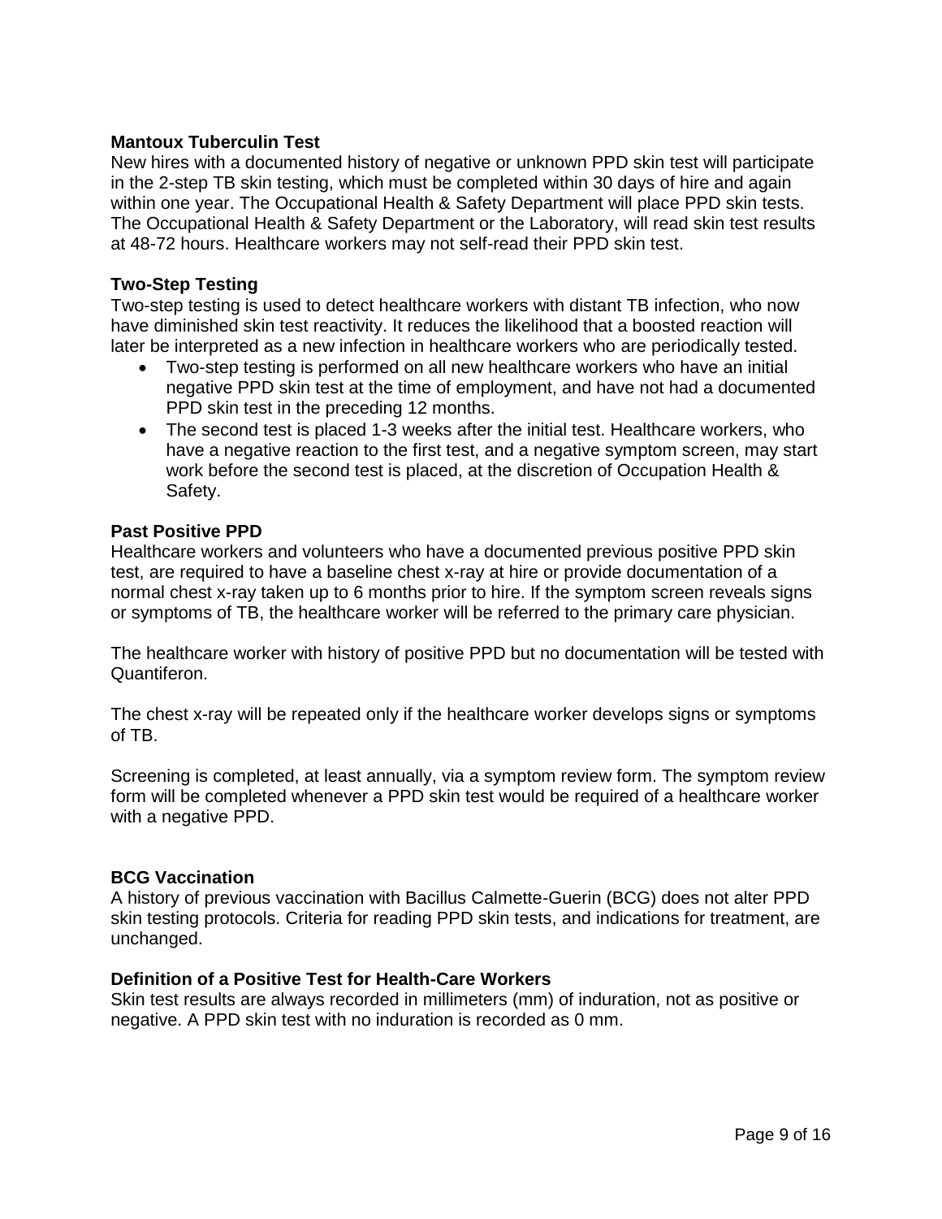### Mantoux Tuberculin Test

New hires with a documented history of negative or unknown PPD skin test will participate in the 2-step TB skin testing, which must be completed within 30 days of hire and again within one year. The Occupational Health & Safety Department will place PPD skin tests. The Occupational Health & Safety Department or the Laboratory, will read skin test results at 48-72 hours. Healthcare workers may not self-read their PPD skin test.

### Two-Step Testing

Two-step testing is used to detect healthcare workers with distant TB infection, who now have diminished skin test reactivity. It reduces the likelihood that a boosted reaction will later be interpreted as a new infection in healthcare workers who are periodically tested.

- Two-step testing is performed on all new healthcare workers who have an initial negative PPD skin test at the time of employment, and have not had a documented PPD skin test in the preceding 12 months.
- The second test is placed 1-3 weeks after the initial test. Healthcare workers, who have a negative reaction to the first test, and a negative symptom screen, may start work before the second test is placed, at the discretion of Occupation Health & Safety.

### Past Positive PPD

Healthcare workers and volunteers who have a documented previous positive PPD skin test, are required to have a baseline chest x-ray at hire or provide documentation of a normal chest x-ray taken up to 6 months prior to hire. If the symptom screen reveals signs or symptoms of TB, the healthcare worker will be referred to the primary care physician.

The healthcare worker with history of positive PPD but no documentation will be tested with Quantiferon.

The chest x-ray will be repeated only if the healthcare worker develops signs or symptoms of TB.

Screening is completed, at least annually, via a symptom review form. The symptom review form will be completed whenever a PPD skin test would be required of a healthcare worker with a negative PPD.

### BCG Vaccination

A history of previous vaccination with Bacillus Calmette-Guerin (BCG) does not alter PPD skin testing protocols. Criteria for reading PPD skin tests, and indications for treatment, are unchanged.

### Definition of a Positive Test for Health-Care Workers

Skin test results are always recorded in millimeters (mm) of induration, not as positive or negative. A PPD skin test with no induration is recorded as 0 mm.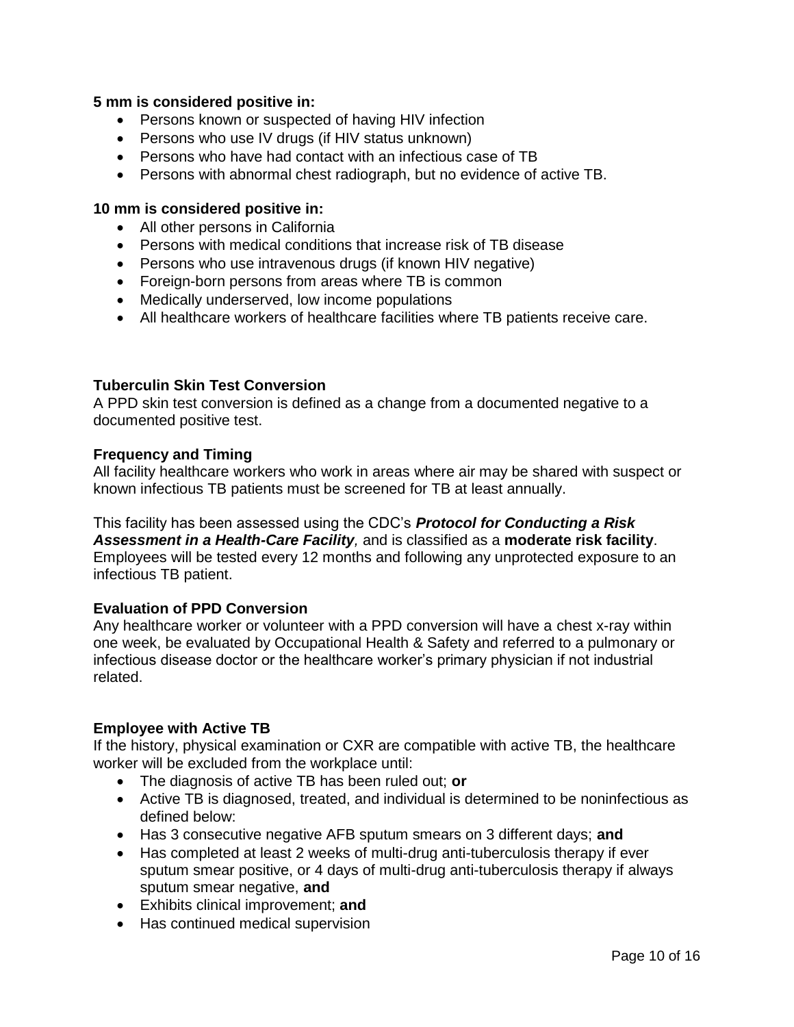**5 mm is considered positive in:**

- Persons known or suspected of having HIV infection
- Persons who use IV drugs (if HIV status unknown)
- Persons who have had contact with an infectious case of TB
- Persons with abnormal chest radiograph, but no evidence of active TB.

**10 mm is considered positive in:**

- All other persons in California
- Persons with medical conditions that increase risk of TB disease
- Persons who use intravenous drugs (if known HIV negative)
- Foreign-born persons from areas where TB is common
- Medically underserved, low income populations
- All healthcare workers of healthcare facilities where TB patients receive care.

**Tuberculin Skin Test Conversion**

A PPD skin test conversion is defined as a change from a documented negative to a documented positive test.

**Frequency and Timing**

All facility healthcare workers who work in areas where air may be shared with suspect or known infectious TB patients must be screened for TB at least annually.

This facility has been assessed using the CDC's ***Protocol for Conducting a Risk Assessment in a Health-Care Facility**,* and is classified as a **moderate risk facility**. Employees will be tested every 12 months and following any unprotected exposure to an infectious TB patient.

**Evaluation of PPD Conversion**

Any healthcare worker or volunteer with a PPD conversion will have a chest x-ray within one week, be evaluated by Occupational Health & Safety and referred to a pulmonary or infectious disease doctor or the healthcare worker's primary physician if not industrial related.

**Employee with Active TB**

If the history, physical examination or CXR are compatible with active TB, the healthcare worker will be excluded from the workplace until:

- The diagnosis of active TB has been ruled out; **or**
- Active TB is diagnosed, treated, and individual is determined to be noninfectious as defined below:
- Has 3 consecutive negative AFB sputum smears on 3 different days; **and**
- Has completed at least 2 weeks of multi-drug anti-tuberculosis therapy if ever sputum smear positive, or 4 days of multi-drug anti-tuberculosis therapy if always sputum smear negative, **and**
- Exhibits clinical improvement; **and**
- Has continued medical supervision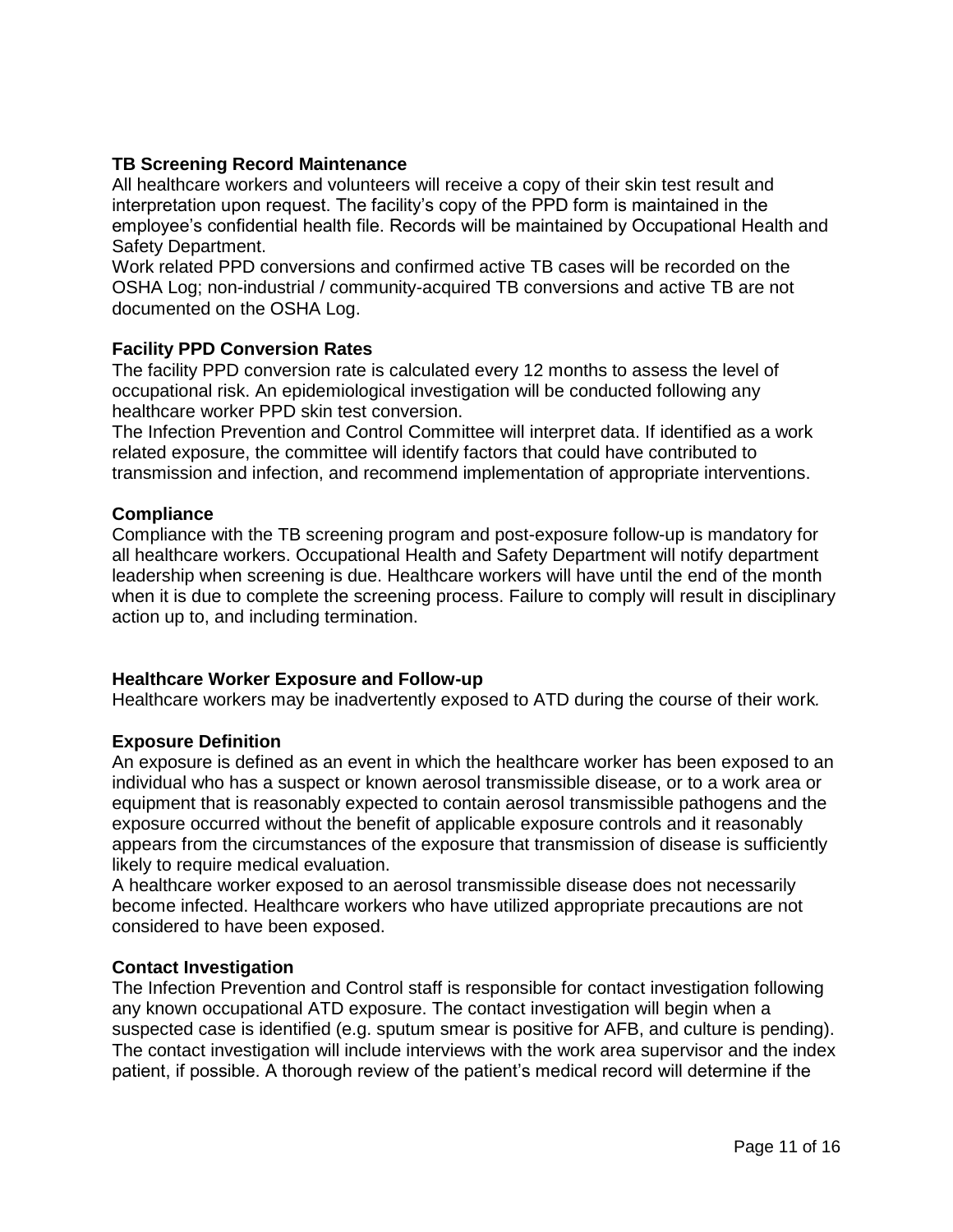**TB Screening Record Maintenance**

All healthcare workers and volunteers will receive a copy of their skin test result and interpretation upon request. The facility's copy of the PPD form is maintained in the employee's confidential health file. Records will be maintained by Occupational Health and Safety Department.

Work related PPD conversions and confirmed active TB cases will be recorded on the OSHA Log; non-industrial / community-acquired TB conversions and active TB are not documented on the OSHA Log.

**Facility PPD Conversion Rates**

The facility PPD conversion rate is calculated every 12 months to assess the level of occupational risk. An epidemiological investigation will be conducted following any healthcare worker PPD skin test conversion.

The Infection Prevention and Control Committee will interpret data. If identified as a work related exposure, the committee will identify factors that could have contributed to transmission and infection, and recommend implementation of appropriate interventions.

**Compliance**

Compliance with the TB screening program and post-exposure follow-up is mandatory for all healthcare workers. Occupational Health and Safety Department will notify department leadership when screening is due. Healthcare workers will have until the end of the month when it is due to complete the screening process. Failure to comply will result in disciplinary action up to, and including termination.

**Healthcare Worker Exposure and Follow-up**

Healthcare workers may be inadvertently exposed to ATD during the course of their work.

**Exposure Definition**

An exposure is defined as an event in which the healthcare worker has been exposed to an individual who has a suspect or known aerosol transmissible disease, or to a work area or equipment that is reasonably expected to contain aerosol transmissible pathogens and the exposure occurred without the benefit of applicable exposure controls and it reasonably appears from the circumstances of the exposure that transmission of disease is sufficiently likely to require medical evaluation.

A healthcare worker exposed to an aerosol transmissible disease does not necessarily become infected. Healthcare workers who have utilized appropriate precautions are not considered to have been exposed.

**Contact Investigation**

The Infection Prevention and Control staff is responsible for contact investigation following any known occupational ATD exposure. The contact investigation will begin when a suspected case is identified (e.g. sputum smear is positive for AFB, and culture is pending). The contact investigation will include interviews with the work area supervisor and the index patient, if possible. A thorough review of the patient's medical record will determine if the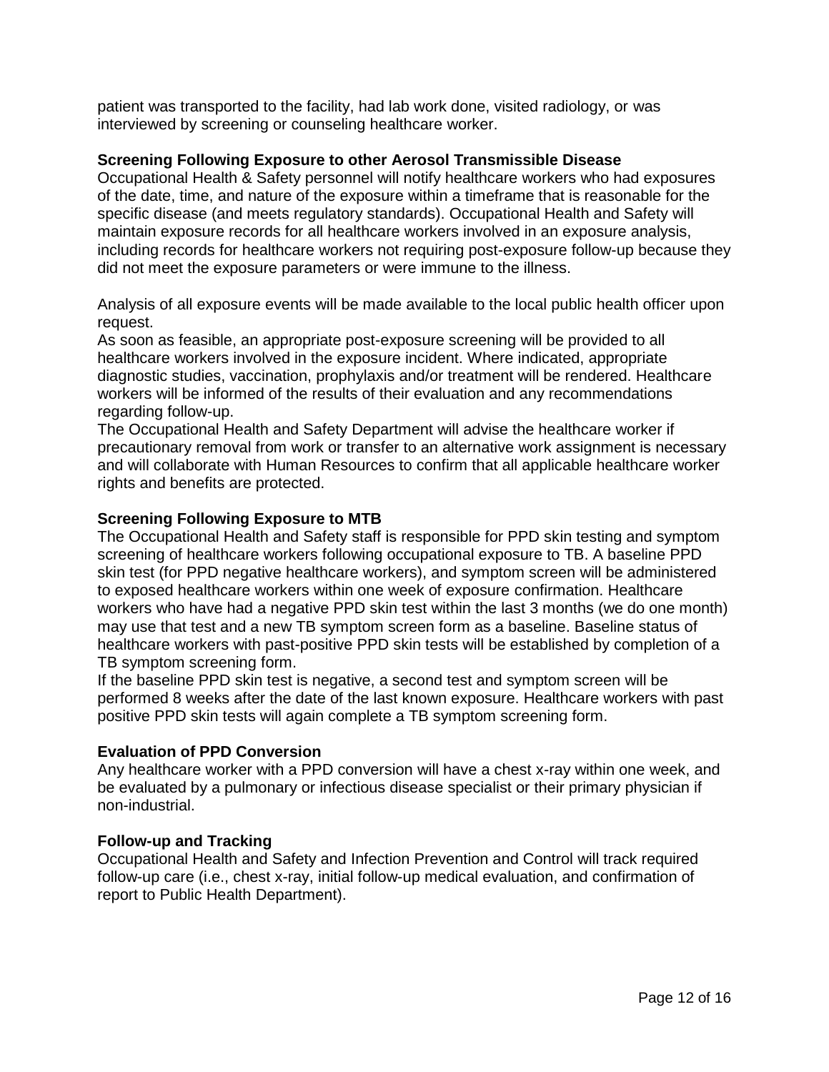patient was transported to the facility, had lab work done, visited radiology, or was interviewed by screening or counseling healthcare worker.

**Screening Following Exposure to other Aerosol Transmissible Disease**
Occupational Health & Safety personnel will notify healthcare workers who had exposures of the date, time, and nature of the exposure within a timeframe that is reasonable for the specific disease (and meets regulatory standards). Occupational Health and Safety will maintain exposure records for all healthcare workers involved in an exposure analysis, including records for healthcare workers not requiring post-exposure follow-up because they did not meet the exposure parameters or were immune to the illness.

Analysis of all exposure events will be made available to the local public health officer upon request.
As soon as feasible, an appropriate post-exposure screening will be provided to all healthcare workers involved in the exposure incident. Where indicated, appropriate diagnostic studies, vaccination, prophylaxis and/or treatment will be rendered. Healthcare workers will be informed of the results of their evaluation and any recommendations regarding follow-up.
The Occupational Health and Safety Department will advise the healthcare worker if precautionary removal from work or transfer to an alternative work assignment is necessary and will collaborate with Human Resources to confirm that all applicable healthcare worker rights and benefits are protected.

**Screening Following Exposure to MTB**
The Occupational Health and Safety staff is responsible for PPD skin testing and symptom screening of healthcare workers following occupational exposure to TB. A baseline PPD skin test (for PPD negative healthcare workers), and symptom screen will be administered to exposed healthcare workers within one week of exposure confirmation. Healthcare workers who have had a negative PPD skin test within the last 3 months (we do one month) may use that test and a new TB symptom screen form as a baseline. Baseline status of healthcare workers with past-positive PPD skin tests will be established by completion of a TB symptom screening form.
If the baseline PPD skin test is negative, a second test and symptom screen will be performed 8 weeks after the date of the last known exposure. Healthcare workers with past positive PPD skin tests will again complete a TB symptom screening form.

**Evaluation of PPD Conversion**
Any healthcare worker with a PPD conversion will have a chest x-ray within one week, and be evaluated by a pulmonary or infectious disease specialist or their primary physician if non-industrial.

**Follow-up and Tracking**
Occupational Health and Safety and Infection Prevention and Control will track required follow-up care (i.e., chest x-ray, initial follow-up medical evaluation, and confirmation of report to Public Health Department).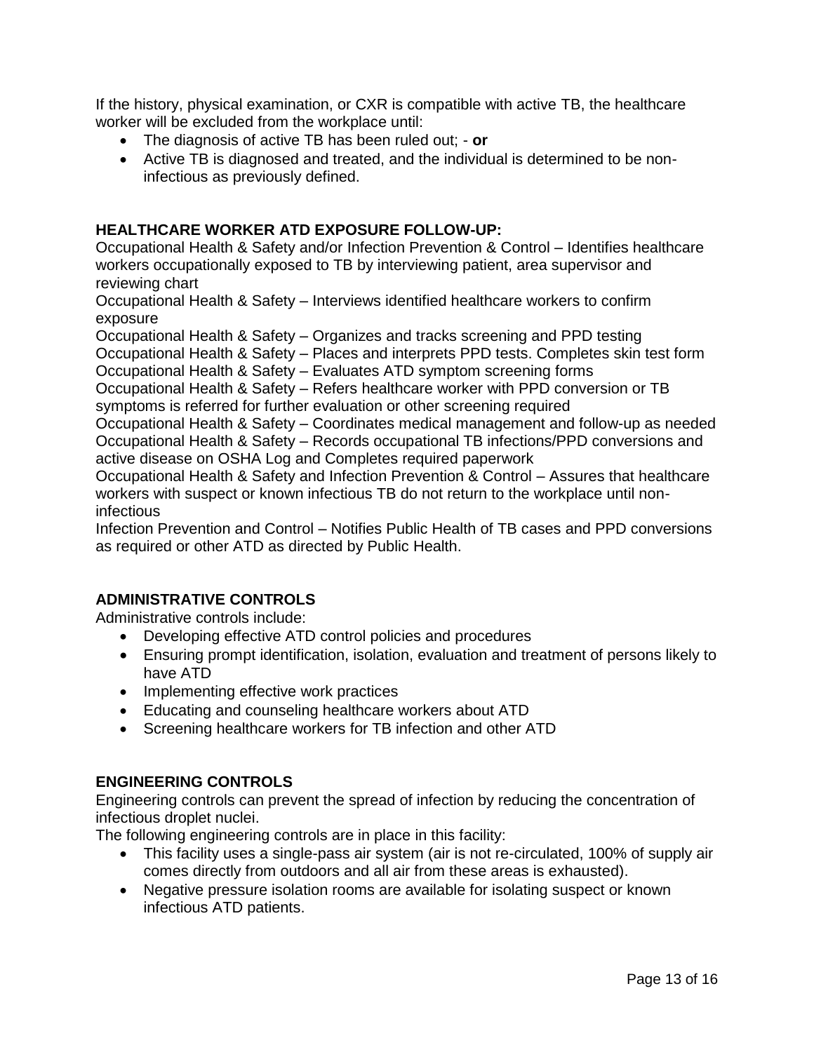If the history, physical examination, or CXR is compatible with active TB, the healthcare worker will be excluded from the workplace until:

- The diagnosis of active TB has been ruled out; - **or**
- Active TB is diagnosed and treated, and the individual is determined to be non-infectious as previously defined.

**HEALTHCARE WORKER ATD EXPOSURE FOLLOW-UP:**

Occupational Health & Safety and/or Infection Prevention & Control – Identifies healthcare workers occupationally exposed to TB by interviewing patient, area supervisor and reviewing chart

Occupational Health & Safety – Interviews identified healthcare workers to confirm exposure

Occupational Health & Safety – Organizes and tracks screening and PPD testing

Occupational Health & Safety – Places and interprets PPD tests. Completes skin test form

Occupational Health & Safety – Evaluates ATD symptom screening forms

Occupational Health & Safety – Refers healthcare worker with PPD conversion or TB symptoms is referred for further evaluation or other screening required

Occupational Health & Safety – Coordinates medical management and follow-up as needed

Occupational Health & Safety – Records occupational TB infections/PPD conversions and active disease on OSHA Log and Completes required paperwork

Occupational Health & Safety and Infection Prevention & Control – Assures that healthcare workers with suspect or known infectious TB do not return to the workplace until non-infectious

Infection Prevention and Control – Notifies Public Health of TB cases and PPD conversions as required or other ATD as directed by Public Health.

**ADMINISTRATIVE CONTROLS**

Administrative controls include:

- Developing effective ATD control policies and procedures
- Ensuring prompt identification, isolation, evaluation and treatment of persons likely to have ATD
- Implementing effective work practices
- Educating and counseling healthcare workers about ATD
- Screening healthcare workers for TB infection and other ATD

**ENGINEERING CONTROLS**

Engineering controls can prevent the spread of infection by reducing the concentration of infectious droplet nuclei.

The following engineering controls are in place in this facility:

- This facility uses a single-pass air system (air is not re-circulated, 100% of supply air comes directly from outdoors and all air from these areas is exhausted).
- Negative pressure isolation rooms are available for isolating suspect or known infectious ATD patients.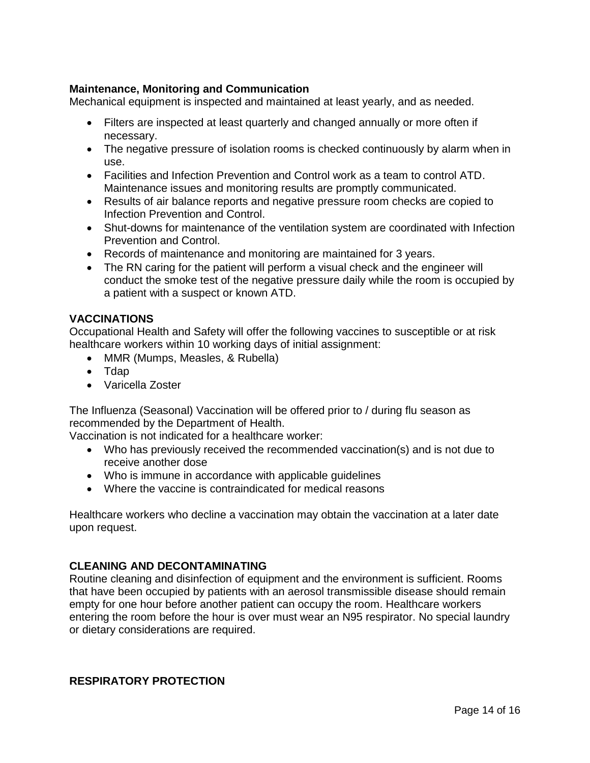### Maintenance, Monitoring and Communication

Mechanical equipment is inspected and maintained at least yearly, and as needed.

- Filters are inspected at least quarterly and changed annually or more often if necessary.
- The negative pressure of isolation rooms is checked continuously by alarm when in use.
- Facilities and Infection Prevention and Control work as a team to control ATD. Maintenance issues and monitoring results are promptly communicated.
- Results of air balance reports and negative pressure room checks are copied to Infection Prevention and Control.
- Shut-downs for maintenance of the ventilation system are coordinated with Infection Prevention and Control.
- Records of maintenance and monitoring are maintained for 3 years.
- The RN caring for the patient will perform a visual check and the engineer will conduct the smoke test of the negative pressure daily while the room is occupied by a patient with a suspect or known ATD.

## VACCINATIONS

Occupational Health and Safety will offer the following vaccines to susceptible or at risk healthcare workers within 10 working days of initial assignment:

- MMR (Mumps, Measles, & Rubella)
- Tdap
- Varicella Zoster

The Influenza (Seasonal) Vaccination will be offered prior to / during flu season as recommended by the Department of Health.

Vaccination is not indicated for a healthcare worker:

- Who has previously received the recommended vaccination(s) and is not due to receive another dose
- Who is immune in accordance with applicable guidelines
- Where the vaccine is contraindicated for medical reasons

Healthcare workers who decline a vaccination may obtain the vaccination at a later date upon request.

## CLEANING AND DECONTAMINATING

Routine cleaning and disinfection of equipment and the environment is sufficient. Rooms that have been occupied by patients with an aerosol transmissible disease should remain empty for one hour before another patient can occupy the room. Healthcare workers entering the room before the hour is over must wear an N95 respirator. No special laundry or dietary considerations are required.

## RESPIRATORY PROTECTION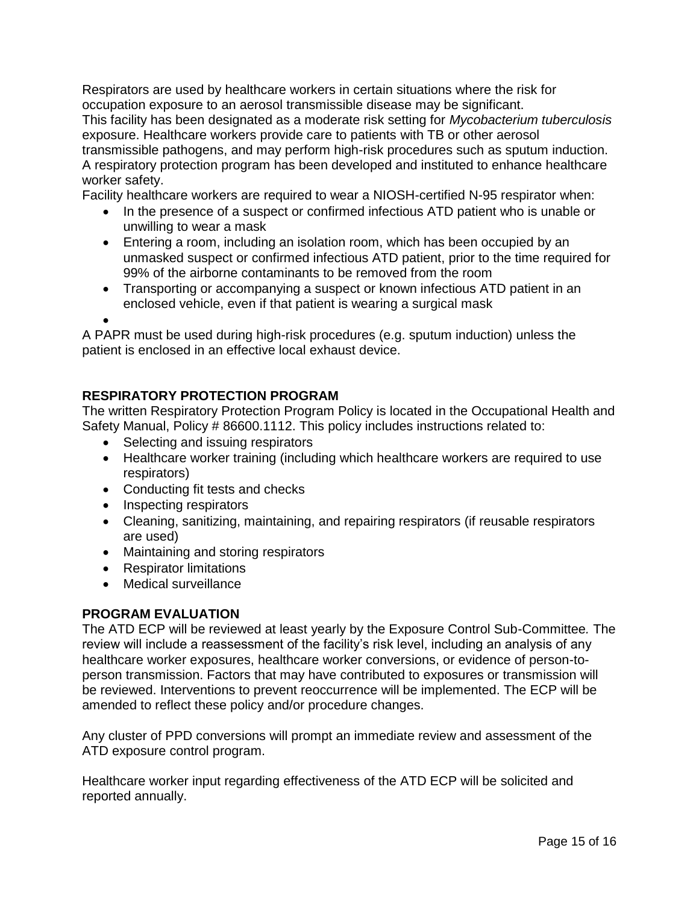Respirators are used by healthcare workers in certain situations where the risk for occupation exposure to an aerosol transmissible disease may be significant.
This facility has been designated as a moderate risk setting for *Mycobacterium tuberculosis* exposure. Healthcare workers provide care to patients with TB or other aerosol transmissible pathogens, and may perform high-risk procedures such as sputum induction. A respiratory protection program has been developed and instituted to enhance healthcare worker safety.
Facility healthcare workers are required to wear a NIOSH-certified N-95 respirator when:

- In the presence of a suspect or confirmed infectious ATD patient who is unable or unwilling to wear a mask
- Entering a room, including an isolation room, which has been occupied by an unmasked suspect or confirmed infectious ATD patient, prior to the time required for 99% of the airborne contaminants to be removed from the room
- Transporting or accompanying a suspect or known infectious ATD patient in an enclosed vehicle, even if that patient is wearing a surgical mask
-

A PAPR must be used during high-risk procedures (e.g. sputum induction) unless the patient is enclosed in an effective local exhaust device.

## RESPIRATORY PROTECTION PROGRAM

The written Respiratory Protection Program Policy is located in the Occupational Health and Safety Manual, Policy # 86600.1112. This policy includes instructions related to:

- Selecting and issuing respirators
- Healthcare worker training (including which healthcare workers are required to use respirators)
- Conducting fit tests and checks
- Inspecting respirators
- Cleaning, sanitizing, maintaining, and repairing respirators (if reusable respirators are used)
- Maintaining and storing respirators
- Respirator limitations
- Medical surveillance

## PROGRAM EVALUATION

The ATD ECP will be reviewed at least yearly by the Exposure Control Sub-Committee. The review will include a reassessment of the facility's risk level, including an analysis of any healthcare worker exposures, healthcare worker conversions, or evidence of person-to-person transmission. Factors that may have contributed to exposures or transmission will be reviewed. Interventions to prevent reoccurrence will be implemented. The ECP will be amended to reflect these policy and/or procedure changes.

Any cluster of PPD conversions will prompt an immediate review and assessment of the ATD exposure control program.

Healthcare worker input regarding effectiveness of the ATD ECP will be solicited and reported annually.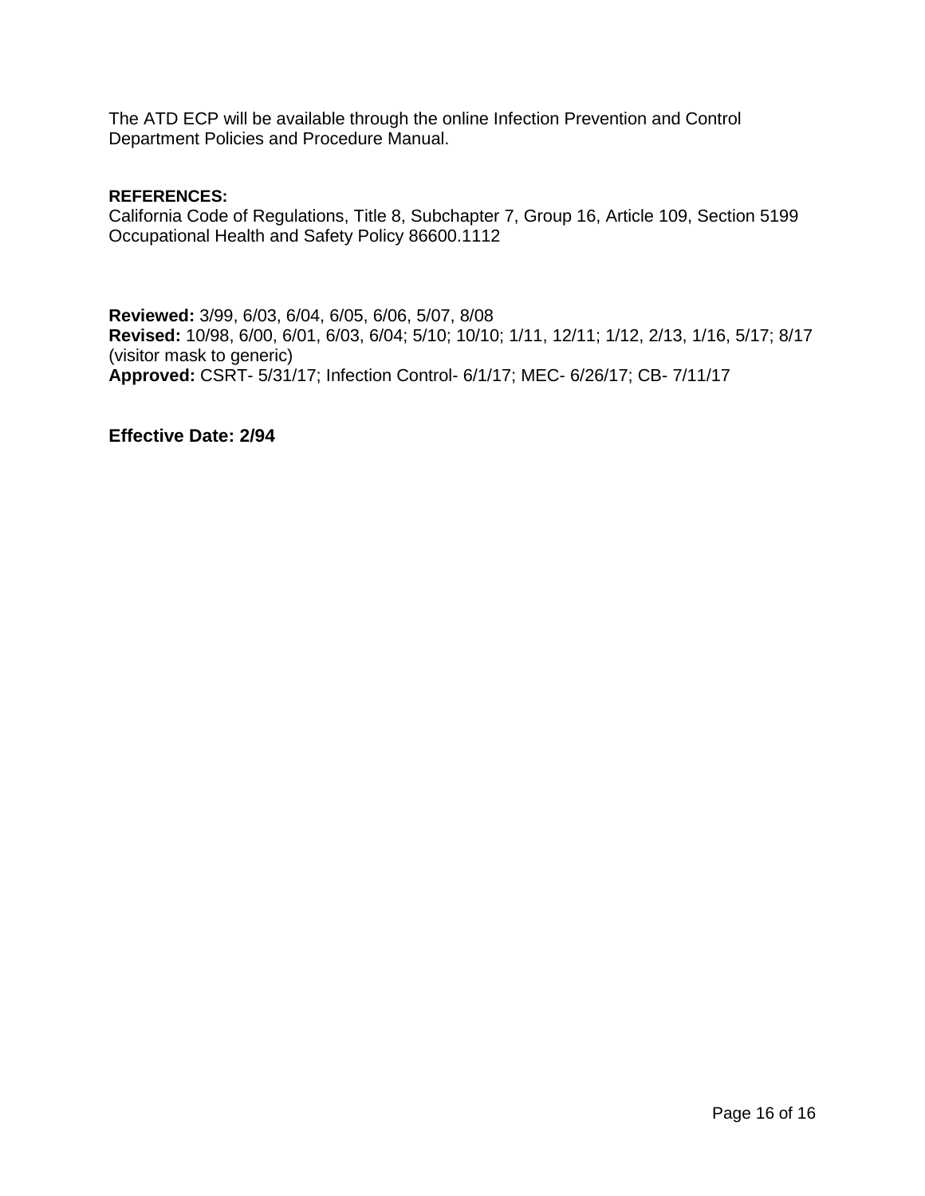The ATD ECP will be available through the online Infection Prevention and Control Department Policies and Procedure Manual.

**REFERENCES:**
California Code of Regulations, Title 8, Subchapter 7, Group 16, Article 109, Section 5199
Occupational Health and Safety Policy 86600.1112

**Reviewed:** 3/99, 6/03, 6/04, 6/05, 6/06, 5/07, 8/08
**Revised:** 10/98, 6/00, 6/01, 6/03, 6/04; 5/10; 10/10; 1/11, 12/11; 1/12, 2/13, 1/16, 5/17; 8/17 (visitor mask to generic)
**Approved:** CSRT- 5/31/17; Infection Control- 6/1/17; MEC- 6/26/17; CB- 7/11/17

**Effective Date: 2/94**